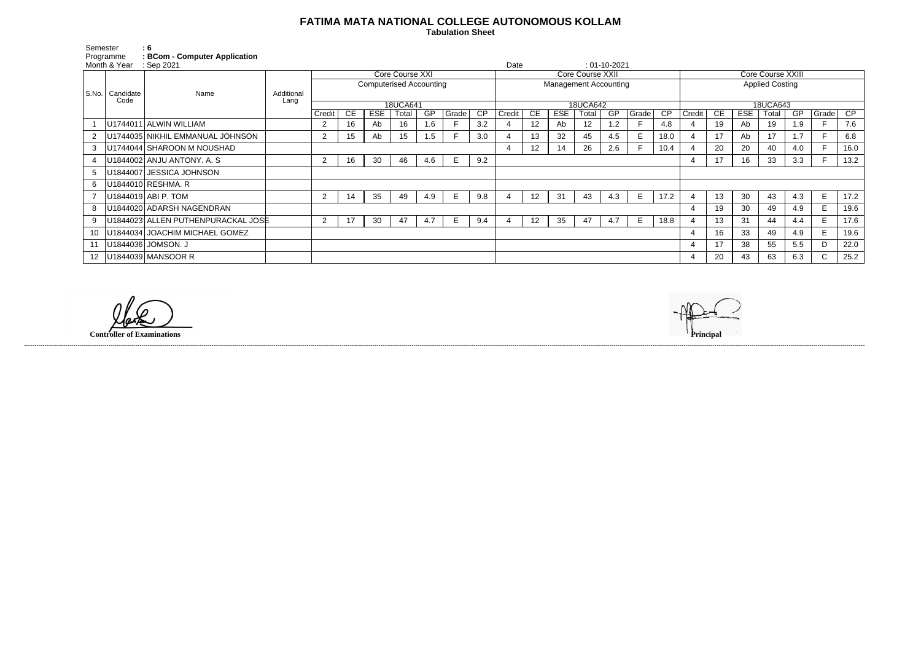# FATIMA MATA NATIONAL COLLEGE AUTONOMOUS KOLLAM

**Tabulation Sheet**

Semester : 6
Programme : BCom - Computer Application
Month & Year : Sep 2021
Date : 01-10-2021

| S.No. | Candidate Code | Name | Additional Lang | Core Course XXI | | | | | | | Core Course XXII | | | | | | | Core Course XXIII | | | | | | |
|---|---|---|---|---|---|---|---|---|---|---|---|---|---|---|---|---|---|---|---|---|---|---|---|---|
| | | | | Computerised Accounting | | | | | | | Management Accounting | | | | | | | Applied Costing | | | | | | |
| | | | | 18UCA641 | | | | | | | 18UCA642 | | | | | | | 18UCA643 | | | | | | |
| | | | | Credit | CE | ESE | Total | GP | Grade | CP | Credit | CE | ESE | Total | GP | Grade | CP | Credit | CE | ESE | Total | GP | Grade | CP |
| 1 | U1744011 | ALWIN WILLIAM | | 2 | 16 | Ab | 16 | 1.6 | F | 3.2 | 4 | 12 | Ab | 12 | 1.2 | F | 4.8 | 4 | 19 | Ab | 19 | 1.9 | F | 7.6 |
| 2 | U1744035 | NIKHIL EMMANUAL JOHNSON | | 2 | 15 | Ab | 15 | 1.5 | F | 3.0 | 4 | 13 | 32 | 45 | 4.5 | E | 18.0 | 4 | 17 | Ab | 17 | 1.7 | F | 6.8 |
| 3 | U1744044 | SHAROON M NOUSHAD | | | | | | | | | 4 | 12 | 14 | 26 | 2.6 | F | 10.4 | 4 | 20 | 20 | 40 | 4.0 | F | 16.0 |
| 4 | U1844002 | ANJU ANTONY. A. S | | 2 | 16 | 30 | 46 | 4.6 | E | 9.2 | | | | | | | | 4 | 17 | 16 | 33 | 3.3 | F | 13.2 |
| 5 | U1844007 | JESSICA JOHNSON | | | | | | | | | | | | | | | | | | | | | | |
| 6 | U1844010 | RESHMA. R | | | | | | | | | | | | | | | | | | | | | | |
| 7 | U1844019 | ABI P. TOM | | 2 | 14 | 35 | 49 | 4.9 | E | 9.8 | 4 | 12 | 31 | 43 | 4.3 | E | 17.2 | 4 | 13 | 30 | 43 | 4.3 | E | 17.2 |
| 8 | U1844020 | ADARSH NAGENDRAN | | | | | | | | | | | | | | | | 4 | 19 | 30 | 49 | 4.9 | E | 19.6 |
| 9 | U1844023 | ALLEN PUTHENPURACKAL JOSE | | 2 | 17 | 30 | 47 | 4.7 | E | 9.4 | 4 | 12 | 35 | 47 | 4.7 | E | 18.8 | 4 | 13 | 31 | 44 | 4.4 | E | 17.6 |
| 10 | U1844034 | JOACHIM MICHAEL GOMEZ | | | | | | | | | | | | | | | | 4 | 16 | 33 | 49 | 4.9 | E | 19.6 |
| 11 | U1844036 | JOMSON. J | | | | | | | | | | | | | | | | 4 | 17 | 38 | 55 | 5.5 | D | 22.0 |
| 12 | U1844039 | MANSOOR R | | | | | | | | | | | | | | | | 4 | 20 | 43 | 63 | 6.3 | C | 25.2 |

**Controller of Examinations**

**Principal**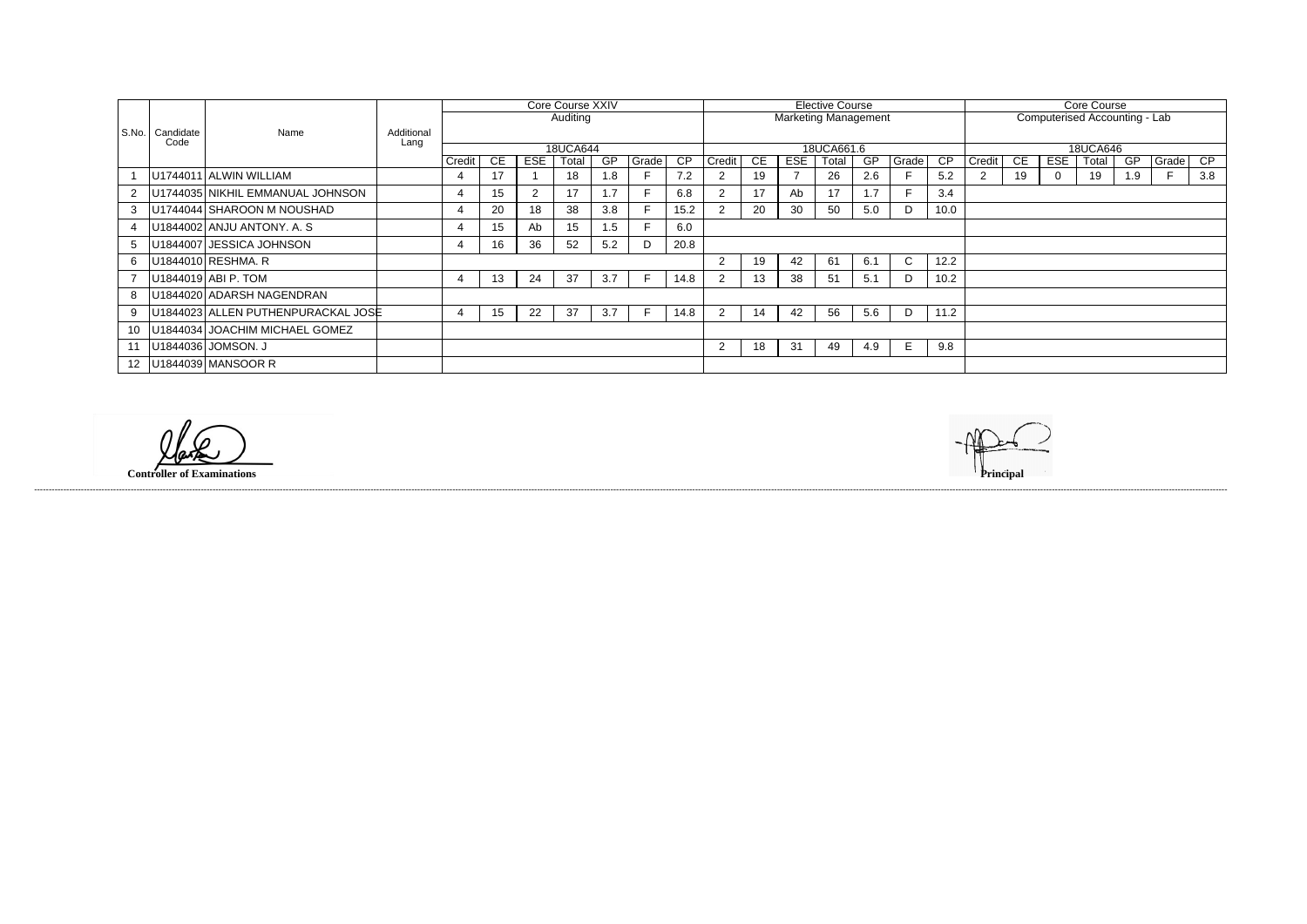| S.No. | Candidate Code | Name | Additional Lang | Core Course XXIV Auditing 18UCA644 | | | | | | | Elective Course Marketing Management 18UCA661.6 | | | | | | | Core Course Computerised Accounting - Lab 18UCA646 | | | | | | |
|---|---|---|---|---|---|---|---|---|---|---|---|---|---|---|---|---|---|---|---|---|---|---|---|---|
| | | | | Credit | CE | ESE | Total | GP | Grade | CP | Credit | CE | ESE | Total | GP | Grade | CP | Credit | CE | ESE | Total | GP | Grade | CP |
| 1 | U1744011 | ALWIN WILLIAM | | 4 | 17 | 1 | 18 | 1.8 | F | 7.2 | 2 | 19 | 7 | 26 | 2.6 | F | 5.2 | 2 | 19 | 0 | 19 | 1.9 | F | 3.8 |
| 2 | U1744035 | NIKHIL EMMANUAL JOHNSON | | 4 | 15 | 2 | 17 | 1.7 | F | 6.8 | 2 | 17 | Ab | 17 | 1.7 | F | 3.4 | | | | | | | |
| 3 | U1744044 | SHAROON M NOUSHAD | | 4 | 20 | 18 | 38 | 3.8 | F | 15.2 | 2 | 20 | 30 | 50 | 5.0 | D | 10.0 | | | | | | | |
| 4 | U1844002 | ANJU ANTONY. A. S | | 4 | 15 | Ab | 15 | 1.5 | F | 6.0 | | | | | | | | | | | | | | |
| 5 | U1844007 | JESSICA JOHNSON | | 4 | 16 | 36 | 52 | 5.2 | D | 20.8 | | | | | | | | | | | | | | |
| 6 | U1844010 | RESHMA. R | | | | | | | | | 2 | 19 | 42 | 61 | 6.1 | C | 12.2 | | | | | | | |
| 7 | U1844019 | ABI P. TOM | | 4 | 13 | 24 | 37 | 3.7 | F | 14.8 | 2 | 13 | 38 | 51 | 5.1 | D | 10.2 | | | | | | | |
| 8 | U1844020 | ADARSH NAGENDRAN | | | | | | | | | | | | | | | | | | | | | | |
| 9 | U1844023 | ALLEN PUTHENPURACKAL JOSE | | 4 | 15 | 22 | 37 | 3.7 | F | 14.8 | 2 | 14 | 42 | 56 | 5.6 | D | 11.2 | | | | | | | |
| 10 | U1844034 | JOACHIM MICHAEL GOMEZ | | | | | | | | | | | | | | | | | | | | | | |
| 11 | U1844036 | JOMSON. J | | | | | | | | | 2 | 18 | 31 | 49 | 4.9 | E | 9.8 | | | | | | | |
| 12 | U1844039 | MANSOOR R | | | | | | | | | | | | | | | | | | | | | | |

**Controller of Examinations**

**Principal**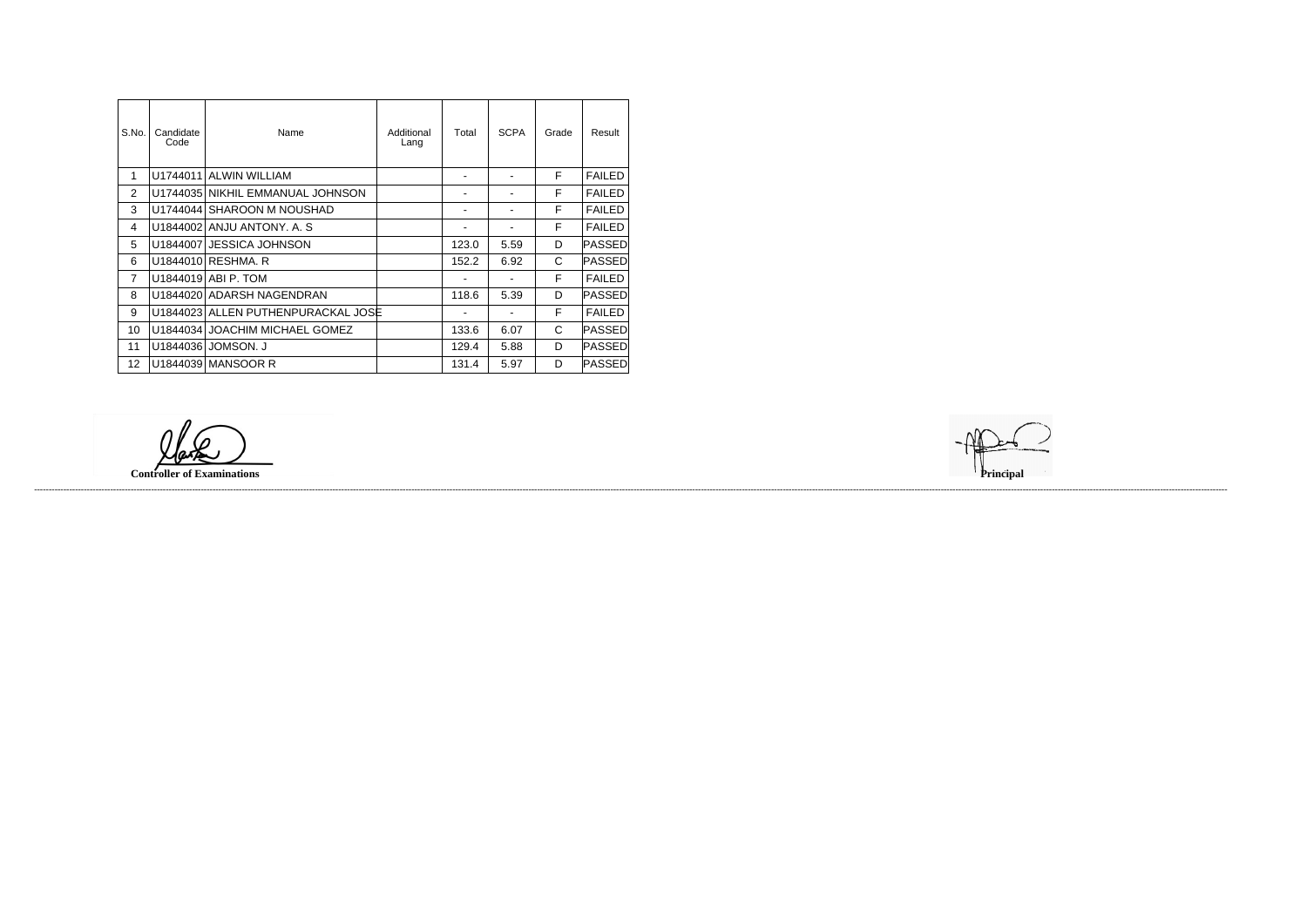| S.No. | Candidate Code | Name | Additional Lang | Total | SCPA | Grade | Result |
|---|---|---|---|---|---|---|---|
| 1 | U1744011 | ALWIN WILLIAM | | - | - | F | FAILED |
| 2 | U1744035 | NIKHIL EMMANUAL JOHNSON | | - | - | F | FAILED |
| 3 | U1744044 | SHAROON M NOUSHAD | | - | - | F | FAILED |
| 4 | U1844002 | ANJU ANTONY. A. S | | - | - | F | FAILED |
| 5 | U1844007 | JESSICA JOHNSON | | 123.0 | 5.59 | D | PASSED |
| 6 | U1844010 | RESHMA. R | | 152.2 | 6.92 | C | PASSED |
| 7 | U1844019 | ABI P. TOM | | - | - | F | FAILED |
| 8 | U1844020 | ADARSH NAGENDRAN | | 118.6 | 5.39 | D | PASSED |
| 9 | U1844023 | ALLEN PUTHENPURACKAL JOSE | | - | - | F | FAILED |
| 10 | U1844034 | JOACHIM MICHAEL GOMEZ | | 133.6 | 6.07 | C | PASSED |
| 11 | U1844036 | JOMSON. J | | 129.4 | 5.88 | D | PASSED |
| 12 | U1844039 | MANSOOR R | | 131.4 | 5.97 | D | PASSED |

**Controller of Examinations**

**Principal**